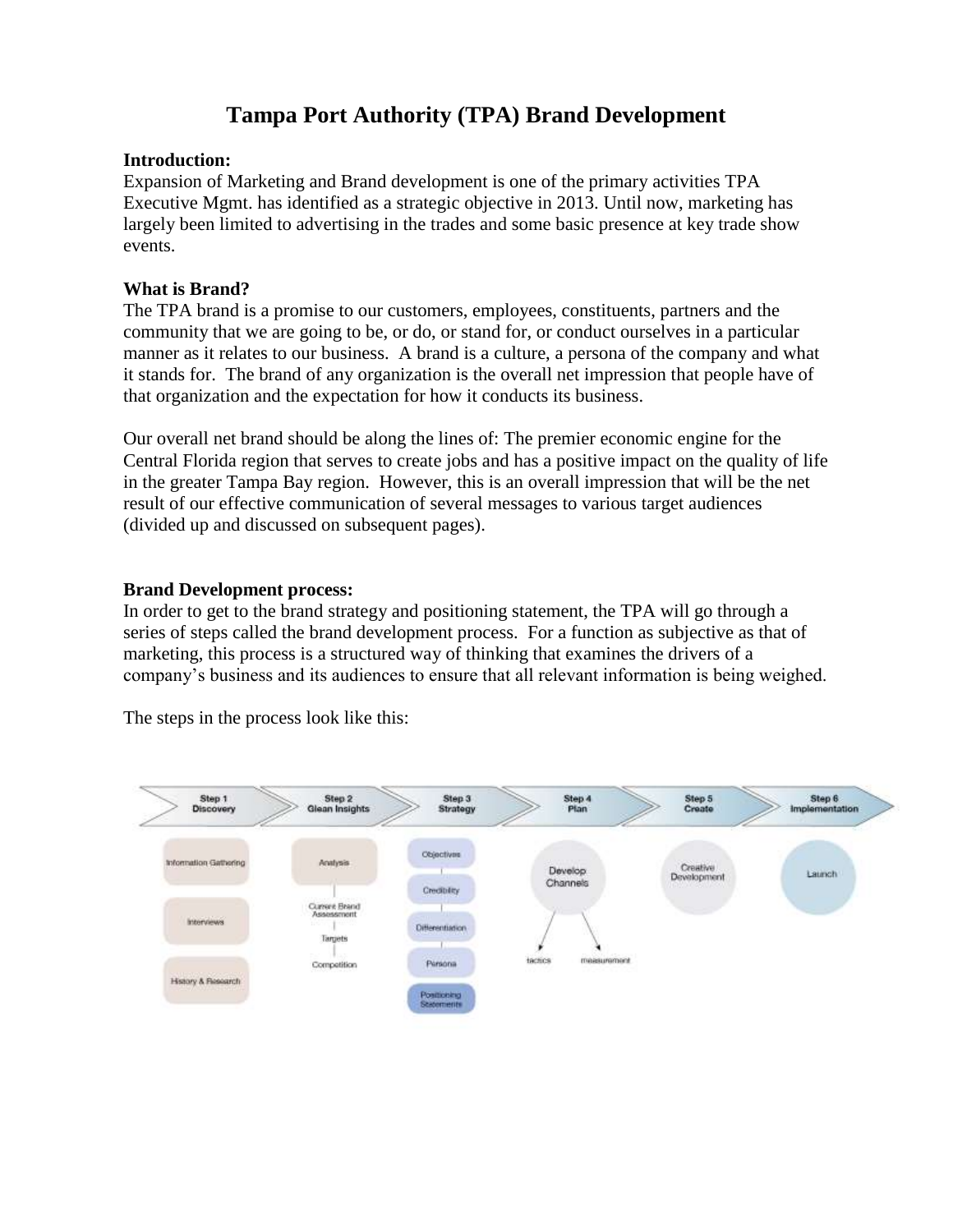# Tampa Port Authority (TPA) Brand Development

**Introduction:**

Expansion of Marketing and Brand development is one of the primary activities TPA Executive Mgmt. has identified as a strategic objective in 2013. Until now, marketing has largely been limited to advertising in the trades and some basic presence at key trade show events.

**What is Brand?**

The TPA brand is a promise to our customers, employees, constituents, partners and the community that we are going to be, or do, or stand for, or conduct ourselves in a particular manner as it relates to our business. A brand is a culture, a persona of the company and what it stands for. The brand of any organization is the overall net impression that people have of that organization and the expectation for how it conducts its business.

Our overall net brand should be along the lines of: The premier economic engine for the Central Florida region that serves to create jobs and has a positive impact on the quality of life in the greater Tampa Bay region. However, this is an overall impression that will be the net result of our effective communication of several messages to various target audiences (divided up and discussed on subsequent pages).

**Brand Development process:**

In order to get to the brand strategy and positioning statement, the TPA will go through a series of steps called the brand development process. For a function as subjective as that of marketing, this process is a structured way of thinking that examines the drivers of a company's business and its audiences to ensure that all relevant information is being weighed.

The steps in the process look like this:

| Step 1 Discovery | Step 2 Glean Insights | Step 3 Strategy | Step 4 Plan | Step 5 Create | Step 6 Implementation |
|---|---|---|---|---|---|
| Information Gathering | Analysis | Objectives | Develop Channels | Creative Development | Launch |
| Interviews | Current Brand Assessment | Credibility | tactics | | |
| History & Research | Targets | Differentiation | measurement | | |
| | Competition | Persona | | | |
| | | Positioning Statements | | | |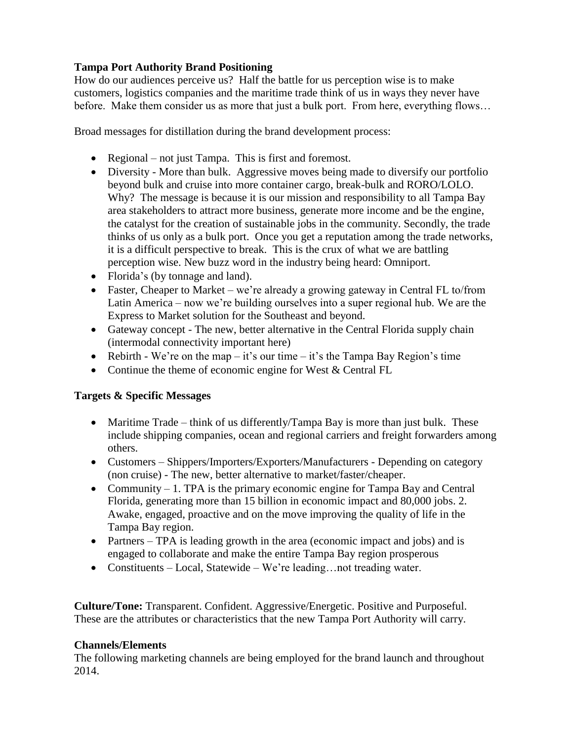**Tampa Port Authority Brand Positioning**

How do our audiences perceive us? Half the battle for us perception wise is to make customers, logistics companies and the maritime trade think of us in ways they never have before. Make them consider us as more that just a bulk port. From here, everything flows…

Broad messages for distillation during the brand development process:

- Regional – not just Tampa. This is first and foremost.
- Diversity - More than bulk. Aggressive moves being made to diversify our portfolio beyond bulk and cruise into more container cargo, break-bulk and RORO/LOLO. Why? The message is because it is our mission and responsibility to all Tampa Bay area stakeholders to attract more business, generate more income and be the engine, the catalyst for the creation of sustainable jobs in the community. Secondly, the trade thinks of us only as a bulk port. Once you get a reputation among the trade networks, it is a difficult perspective to break. This is the crux of what we are battling perception wise. New buzz word in the industry being heard: Omniport.
- Florida's (by tonnage and land).
- Faster, Cheaper to Market – we're already a growing gateway in Central FL to/from Latin America – now we're building ourselves into a super regional hub. We are the Express to Market solution for the Southeast and beyond.
- Gateway concept - The new, better alternative in the Central Florida supply chain (intermodal connectivity important here)
- Rebirth - We're on the map – it's our time – it's the Tampa Bay Region's time
- Continue the theme of economic engine for West & Central FL

**Targets & Specific Messages**

- Maritime Trade – think of us differently/Tampa Bay is more than just bulk. These include shipping companies, ocean and regional carriers and freight forwarders among others.
- Customers – Shippers/Importers/Exporters/Manufacturers - Depending on category (non cruise) - The new, better alternative to market/faster/cheaper.
- Community – 1. TPA is the primary economic engine for Tampa Bay and Central Florida, generating more than 15 billion in economic impact and 80,000 jobs. 2. Awake, engaged, proactive and on the move improving the quality of life in the Tampa Bay region.
- Partners – TPA is leading growth in the area (economic impact and jobs) and is engaged to collaborate and make the entire Tampa Bay region prosperous
- Constituents – Local, Statewide – We're leading…not treading water.

**Culture/Tone:** Transparent. Confident. Aggressive/Energetic. Positive and Purposeful. These are the attributes or characteristics that the new Tampa Port Authority will carry.

**Channels/Elements**

The following marketing channels are being employed for the brand launch and throughout 2014.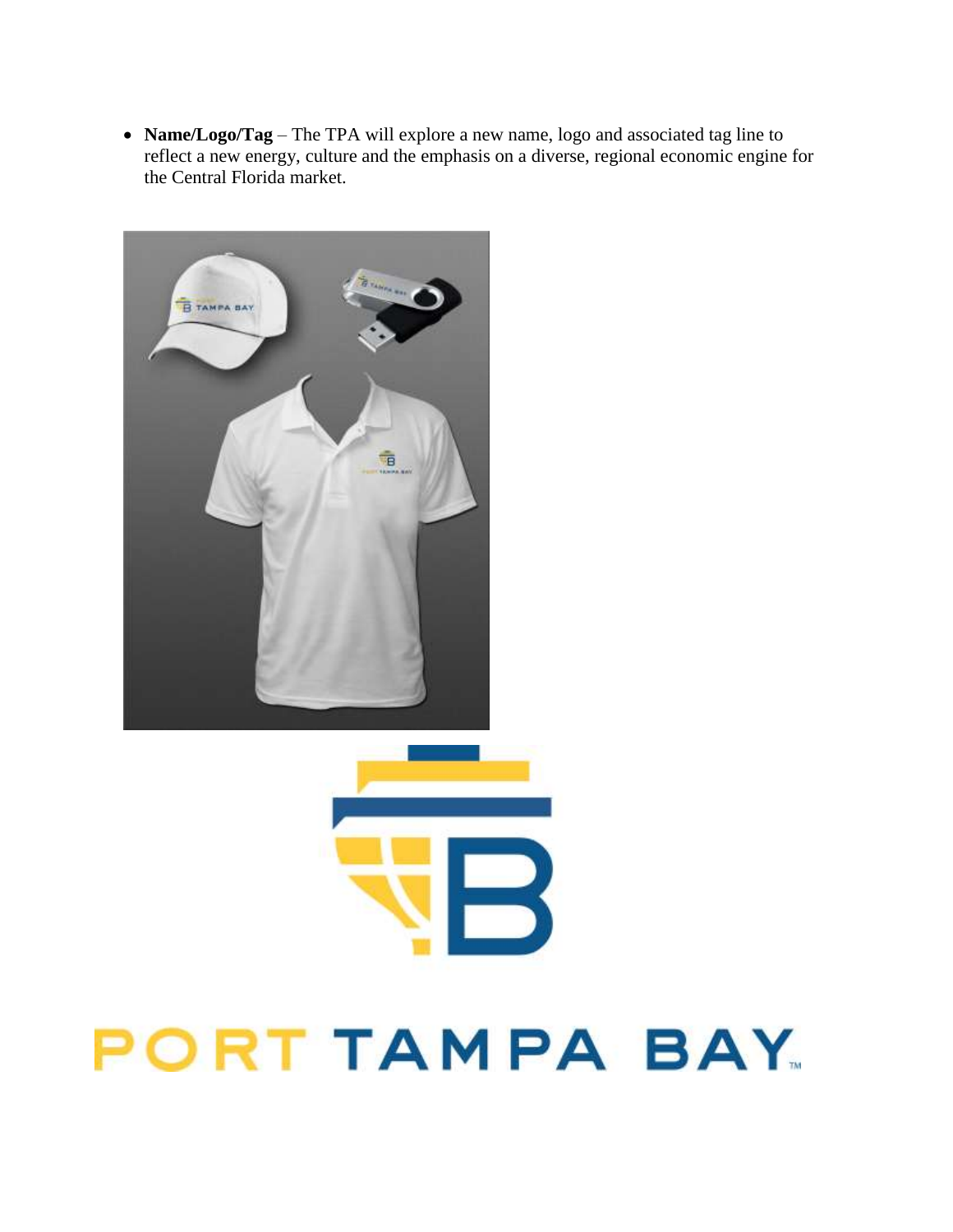- **Name/Logo/Tag** – The TPA will explore a new name, logo and associated tag line to reflect a new energy, culture and the emphasis on a diverse, regional economic engine for the Central Florida market.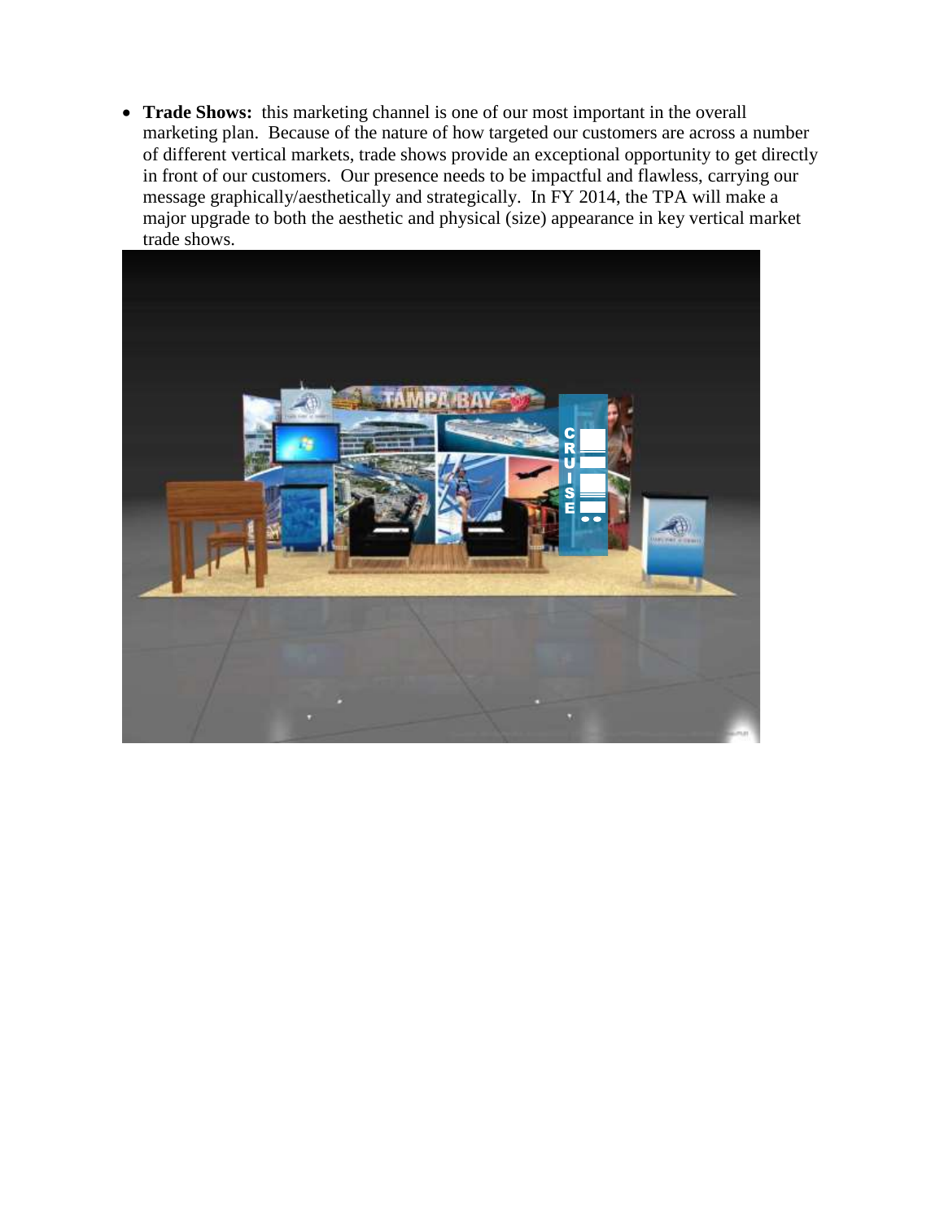- **Trade Shows:** this marketing channel is one of our most important in the overall marketing plan. Because of the nature of how targeted our customers are across a number of different vertical markets, trade shows provide an exceptional opportunity to get directly in front of our customers. Our presence needs to be impactful and flawless, carrying our message graphically/aesthetically and strategically. In FY 2014, the TPA will make a major upgrade to both the aesthetic and physical (size) appearance in key vertical market trade shows.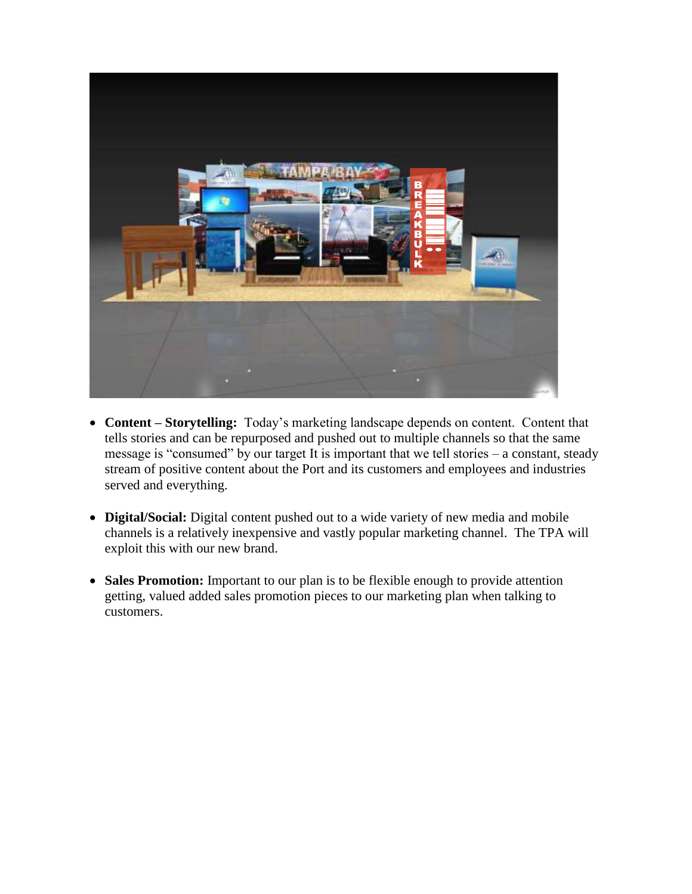- **Content – Storytelling:** Today's marketing landscape depends on content. Content that tells stories and can be repurposed and pushed out to multiple channels so that the same message is "consumed" by our target It is important that we tell stories – a constant, steady stream of positive content about the Port and its customers and employees and industries served and everything.

- **Digital/Social:** Digital content pushed out to a wide variety of new media and mobile channels is a relatively inexpensive and vastly popular marketing channel. The TPA will exploit this with our new brand.

- **Sales Promotion:** Important to our plan is to be flexible enough to provide attention getting, valued added sales promotion pieces to our marketing plan when talking to customers.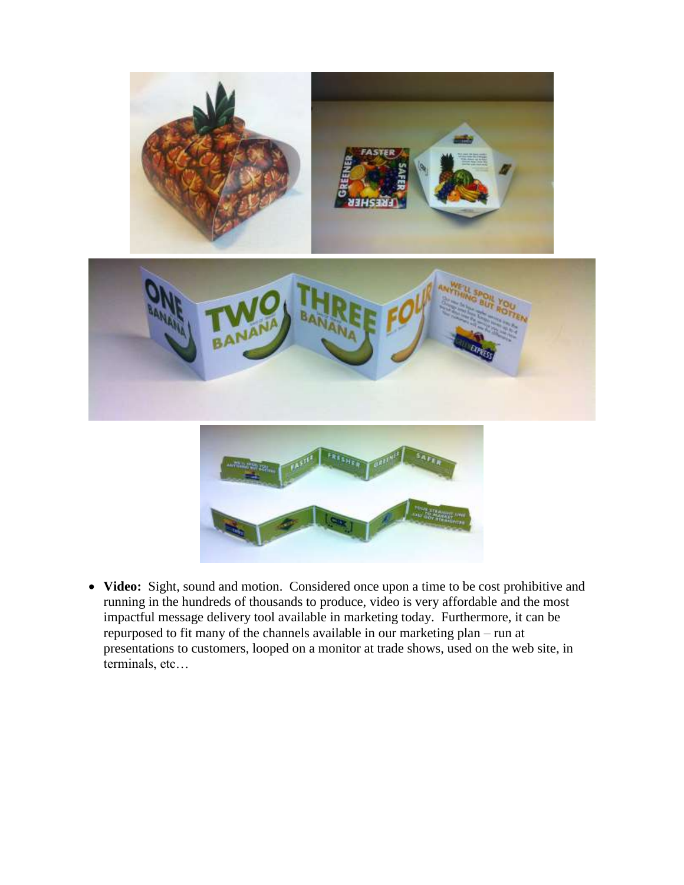- **Video:** Sight, sound and motion. Considered once upon a time to be cost prohibitive and running in the hundreds of thousands to produce, video is very affordable and the most impactful message delivery tool available in marketing today. Furthermore, it can be repurposed to fit many of the channels available in our marketing plan – run at presentations to customers, looped on a monitor at trade shows, used on the web site, in terminals, etc…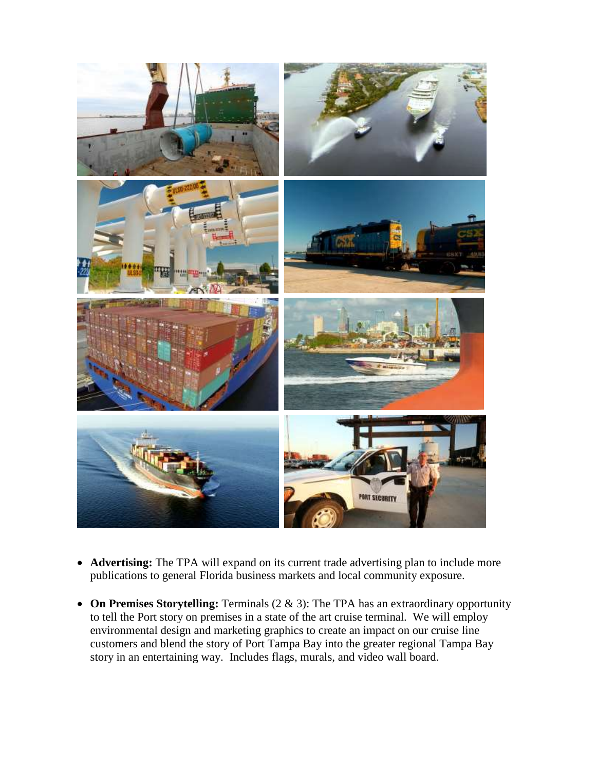- **Advertising:** The TPA will expand on its current trade advertising plan to include more publications to general Florida business markets and local community exposure.

- **On Premises Storytelling:** Terminals (2 & 3): The TPA has an extraordinary opportunity to tell the Port story on premises in a state of the art cruise terminal. We will employ environmental design and marketing graphics to create an impact on our cruise line customers and blend the story of Port Tampa Bay into the greater regional Tampa Bay story in an entertaining way. Includes flags, murals, and video wall board.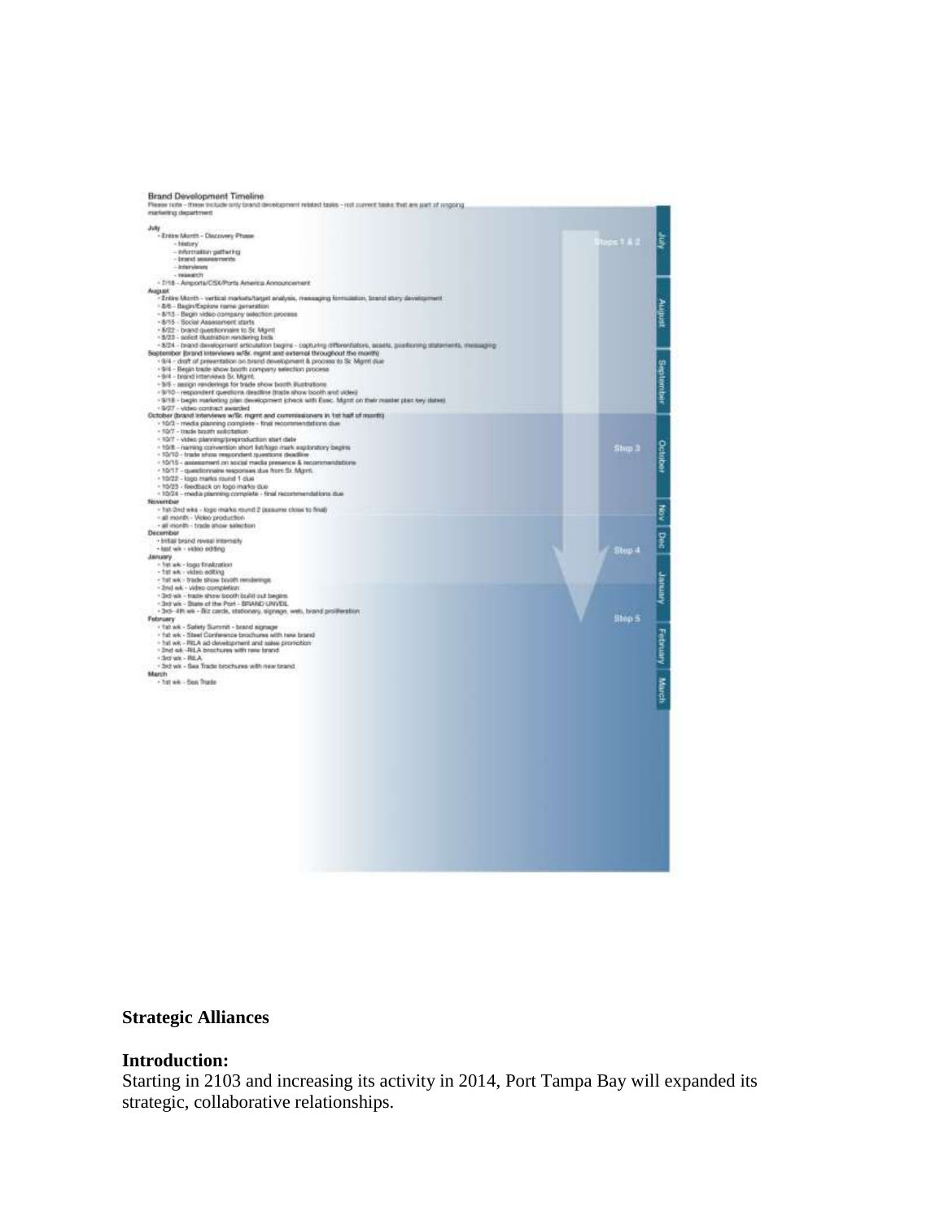**Brand Development Timeline**

Please note – these include only brand development related tasks – not current tasks that are part of ongoing marketing department

**July**
- Entire Month – Discovery Phase
  - history
  - information gathering
  - brand assessments
  - interviews
  - research
- 7/18 - Amports/CSX/Ports America Announcement

**August**
- Entire Month – vertical markets/target analysis, messaging formulation, brand story development
- 8/6 - Begin/Explore name generation
- 8/13 - Begin video company selection process
- 8/15 - Social Assessment starts
- 8/22 - brand questionnaire to Sr. Mgmt
- 8/23 - solicit illustration rendering bids
- 8/24 - brand development articulation begins – capturing differentiators, assets, positioning statements, messaging

**September (brand interviews w/Sr. mgmt and external throughout the month)**
- 9/4 - draft of presentation on brand development & process to Sr. Mgmt due
- 9/4 - Begin trade show booth company selection process
- 9/4 - brand interviews Sr. Mgmt.
- 9/5 - assign renderings for trade show booth illustrations
- 9/10 - respondent questions deadline (trade show booth and video)
- 9/18 - begin marketing plan development (check with Exec. Mgmt on their master plan key dates)
- 9/27 - video contract awarded

**October (brand interviews w/Sr. mgmt and commissioners in 1st half of month)**
- 10/3 - media planning complete - final recommendations due
- 10/7 - trade booth solicitation
- 10/7 - video planning/preproduction start date
- 10/8 - naming convention short list/logo mark exploratory begins
- 10/10 - trade show respondent questions deadline
- 10/15 - assessment on social media presence & recommendations
- 10/17 - questionnaire responses due from Sr. Mgmt.
- 10/22 - logo marks round 1 due
- 10/23 - feedback on logo marks due
- 10/24 - media planning complete - final recommendations due

**November**
- 1st-2nd wks - logo marks round 2 (assume close to final)
- all month - Video production
- all month - trade show selection

**December**
- Initial brand reveal internally
- last wk - video editing

**January**
- 1st wk - logo finalization
- 1st wk - video editing
- 1st wk - trade show booth renderings
- 2nd wk - video completion
- 3rd wk - trade show booth build out begins
- 3rd wk - State of the Port - BRAND UNVEIL
- 3rd- 4th wk - Biz cards, stationery, signage, web, brand proliferation

**February**
- 1st wk - Safety Summit - brand signage
- 1st wk - Steel Conference brochures with new brand
- 1st wk - RILA ad development and sales promotion
- 2nd wk -RILA brochures with new brand
- 3rd wk - RILA
- 3rd wk - Sea Trade brochures with new brand

**March**
- 1st wk - Sea Trade

Steps 1 & 2

Step 3

Step 4

Step 5

July | August | September | October | Nov | Dec | January | February | March

**Strategic Alliances**

**Introduction:**

Starting in 2103 and increasing its activity in 2014, Port Tampa Bay will expanded its strategic, collaborative relationships.